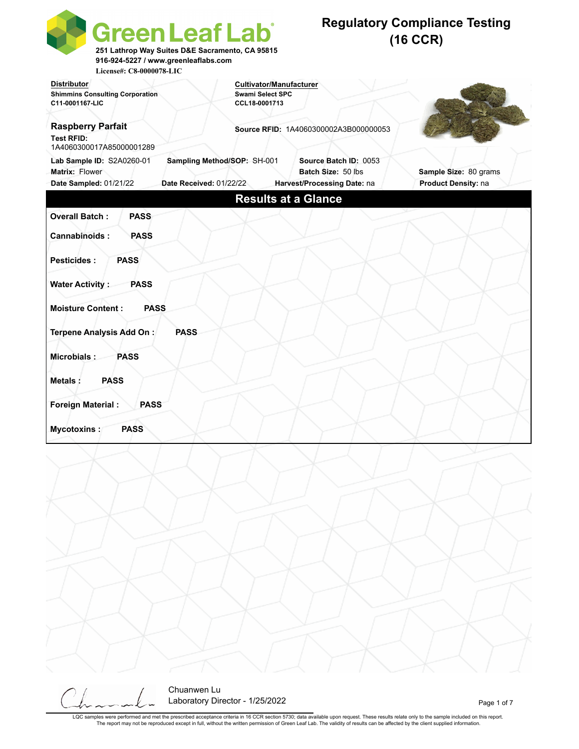# Green Leaf Lab

251 Lathrop Way Suites D&E Sacramento, CA 95815
916-924-5227 / www.greenleaflabs.com
License#: C8-0000078-LIC

## Regulatory Compliance Testing (16 CCR)

**Distributor**
Shimmins Consulting Corporation
C11-0001167-LIC

**Cultivator/Manufacturer**
Swami Select SPC
CCL18-0001713

**Raspberry Parfait**

**Test RFID:** 1A4060300017A85000001289

**Source RFID:** 1A4060300002A3B000000053

**Lab Sample ID:** S2A0260-01
**Sampling Method/SOP:** SH-001
**Source Batch ID:** 0053
**Matrix:** Flower
**Batch Size:** 50 lbs
**Sample Size:** 80 grams
**Date Sampled:** 01/21/22
**Date Received:** 01/22/22
**Harvest/Processing Date:** na
**Product Density:** na

## Results at a Glance

**Overall Batch :** PASS

**Cannabinoids :** PASS

**Pesticides :** PASS

**Water Activity :** PASS

**Moisture Content :** PASS

**Terpene Analysis Add On :** PASS

**Microbials :** PASS

**Metals :** PASS

**Foreign Material :** PASS

**Mycotoxins :** PASS

Chuanwen Lu
Laboratory Director - 1/25/2022

LQC samples were performed and met the prescribed acceptance criteria in 16 CCR section 5730; data available upon request. These results relate only to the sample included on this report. The report may not be reproduced except in full, without the written permission of Green Leaf Lab. The validity of results can be affected by the client supplied information.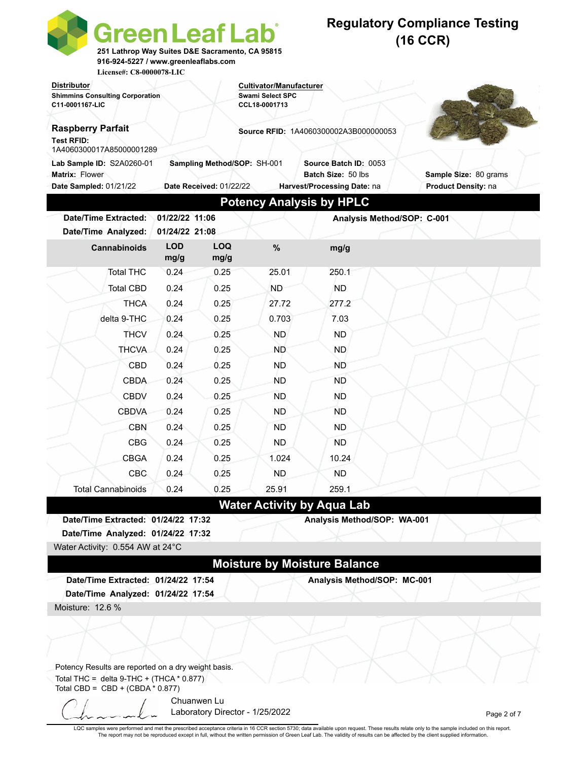# Green Leaf Lab

251 Lathrop Way Suites D&E Sacramento, CA 95815
916-924-5227 / www.greenleaflabs.com
License#: C8-0000078-LIC

## Regulatory Compliance Testing (16 CCR)

**Distributor**
Shimmins Consulting Corporation
C11-0001167-LIC

**Cultivator/Manufacturer**
Swami Select SPC
CCL18-0001713

**Raspberry Parfait**
**Test RFID:** 1A4060300017A85000001289

**Source RFID:** 1A4060300002A3B000000053

**Lab Sample ID:** S2A0260-01
**Sampling Method/SOP:** SH-001
**Source Batch ID:** 0053
**Matrix:** Flower
**Batch Size:** 50 lbs
**Sample Size:** 80 grams
**Date Sampled:** 01/21/22
**Date Received:** 01/22/22
**Harvest/Processing Date:** na
**Product Density:** na

## Potency Analysis by HPLC

**Date/Time Extracted:** 01/22/22 11:06
**Date/Time Analyzed:** 01/24/22 21:08
**Analysis Method/SOP:** C-001

| Cannabinoids | LOD mg/g | LOQ mg/g | % | mg/g |
|---|---|---|---|---|
| Total THC | 0.24 | 0.25 | 25.01 | 250.1 |
| Total CBD | 0.24 | 0.25 | ND | ND |
| THCA | 0.24 | 0.25 | 27.72 | 277.2 |
| delta 9-THC | 0.24 | 0.25 | 0.703 | 7.03 |
| THCV | 0.24 | 0.25 | ND | ND |
| THCVA | 0.24 | 0.25 | ND | ND |
| CBD | 0.24 | 0.25 | ND | ND |
| CBDA | 0.24 | 0.25 | ND | ND |
| CBDV | 0.24 | 0.25 | ND | ND |
| CBDVA | 0.24 | 0.25 | ND | ND |
| CBN | 0.24 | 0.25 | ND | ND |
| CBG | 0.24 | 0.25 | ND | ND |
| CBGA | 0.24 | 0.25 | 1.024 | 10.24 |
| CBC | 0.24 | 0.25 | ND | ND |
| Total Cannabinoids | 0.24 | 0.25 | 25.91 | 259.1 |

## Water Activity by Aqua Lab

**Date/Time Extracted:** 01/24/22 17:32
**Date/Time Analyzed:** 01/24/22 17:32
**Analysis Method/SOP:** WA-001

Water Activity: 0.554 AW at 24°C

## Moisture by Moisture Balance

**Date/Time Extracted:** 01/24/22 17:54
**Date/Time Analyzed:** 01/24/22 17:54
**Analysis Method/SOP:** MC-001

Moisture: 12.6 %

Potency Results are reported on a dry weight basis.
Total THC = delta 9-THC + (THCA * 0.877)
Total CBD = CBD + (CBDA * 0.877)

Chuanwen Lu
Laboratory Director - 1/25/2022

LQC samples were performed and met the prescribed acceptance criteria in 16 CCR section 5730; data available upon request. These results relate only to the sample included on this report. The report may not be reproduced except in full, without the written permission of Green Leaf Lab. The validity of results can be affected by the client supplied information.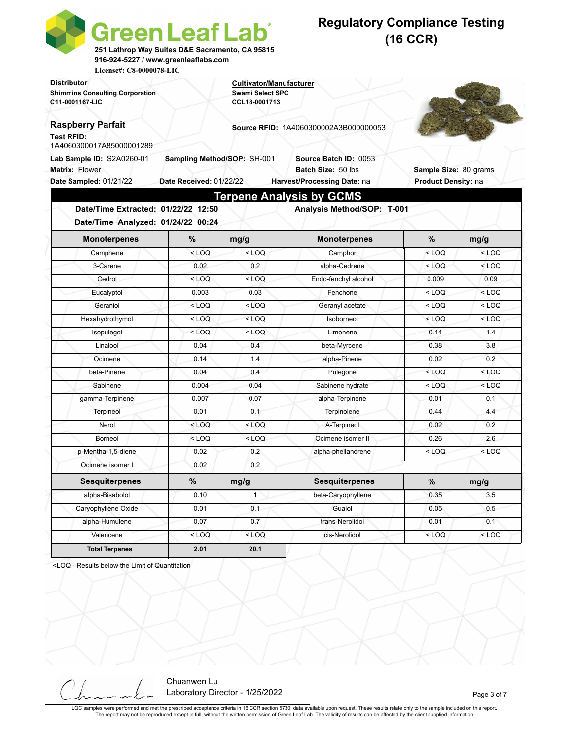# Green Leaf Lab

251 Lathrop Way Suites D&E Sacramento, CA 95815
916-924-5227 / www.greenleaflabs.com
License#: C8-0000078-LIC

## Regulatory Compliance Testing (16 CCR)

**Distributor**
Shimmins Consulting Corporation
C11-0001167-LIC

**Cultivator/Manufacturer**
Swami Select SPC
CCL18-0001713

**Raspberry Parfait**
**Test RFID:** 1A4060300017A85000001289

**Source RFID:** 1A4060300002A3B000000053

**Lab Sample ID:** S2A0260-01
**Sampling Method/SOP:** SH-001
**Source Batch ID:** 0053
**Matrix:** Flower
**Batch Size:** 50 lbs
**Sample Size:** 80 grams
**Date Sampled:** 01/21/22
**Date Received:** 01/22/22
**Harvest/Processing Date:** na
**Product Density:** na

## Terpene Analysis by GCMS

**Date/Time Extracted:** 01/22/22 12:50
**Analysis Method/SOP:** T-001
**Date/Time Analyzed:** 01/24/22 00:24

| Monoterpenes | % | mg/g | Monoterpenes | % | mg/g |
|---|---|---|---|---|---|
| Camphene | < LOQ | < LOQ | Camphor | < LOQ | < LOQ |
| 3-Carene | 0.02 | 0.2 | alpha-Cedrene | < LOQ | < LOQ |
| Cedrol | < LOQ | < LOQ | Endo-fenchyl alcohol | 0.009 | 0.09 |
| Eucalyptol | 0.003 | 0.03 | Fenchone | < LOQ | < LOQ |
| Geraniol | < LOQ | < LOQ | Geranyl acetate | < LOQ | < LOQ |
| Hexahydrothymol | < LOQ | < LOQ | Isoborneol | < LOQ | < LOQ |
| Isopulegol | < LOQ | < LOQ | Limonene | 0.14 | 1.4 |
| Linalool | 0.04 | 0.4 | beta-Myrcene | 0.38 | 3.8 |
| Ocimene | 0.14 | 1.4 | alpha-Pinene | 0.02 | 0.2 |
| beta-Pinene | 0.04 | 0.4 | Pulegone | < LOQ | < LOQ |
| Sabinene | 0.004 | 0.04 | Sabinene hydrate | < LOQ | < LOQ |
| gamma-Terpinene | 0.007 | 0.07 | alpha-Terpinene | 0.01 | 0.1 |
| Terpineol | 0.01 | 0.1 | Terpinolene | 0.44 | 4.4 |
| Nerol | < LOQ | < LOQ | A-Terpineol | 0.02 | 0.2 |
| Borneol | < LOQ | < LOQ | Ocimene isomer II | 0.26 | 2.6 |
| p-Mentha-1,5-diene | 0.02 | 0.2 | alpha-phellandrene | < LOQ | < LOQ |
| Ocimene isomer I | 0.02 | 0.2 | | | |
| **Sesquiterpenes** | **%** | **mg/g** | **Sesquiterpenes** | **%** | **mg/g** |
| alpha-Bisabolol | 0.10 | 1 | beta-Caryophyllene | 0.35 | 3.5 |
| Caryophyllene Oxide | 0.01 | 0.1 | Guaiol | 0.05 | 0.5 |
| alpha-Humulene | 0.07 | 0.7 | trans-Nerolidol | 0.01 | 0.1 |
| Valencene | < LOQ | < LOQ | cis-Nerolidol | < LOQ | < LOQ |
| **Total Terpenes** | **2.01** | **20.1** | | | |

<LOQ - Results below the Limit of Quantitation

Chuanwen Lu
Laboratory Director - 1/25/2022

LQC samples were performed and met the prescribed acceptance criteria in 16 CCR section 5730; data available upon request. These results relate only to the sample included on this report. The report may not be reproduced except in full, without the written permission of Green Leaf Lab. The validity of results can be affected by the client supplied information.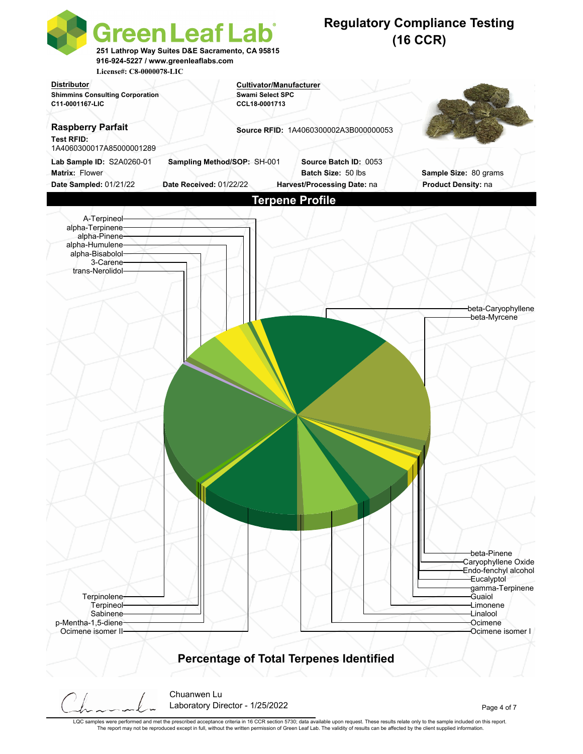# Green Leaf Lab

251 Lathrop Way Suites D&E Sacramento, CA 95815
916-924-5227 / www.greenleaflabs.com
License#: C8-0000078-LIC

## Regulatory Compliance Testing (16 CCR)

**Distributor**
Shimmins Consulting Corporation
C11-0001167-LIC

**Cultivator/Manufacturer**
Swami Select SPC
CCL18-0001713

**Raspberry Parfait**

**Test RFID:** 1A4060300017A85000001289

**Source RFID:** 1A4060300002A3B000000053

**Lab Sample ID:** S2A0260-01 **Sampling Method/SOP:** SH-001 **Source Batch ID:** 0053
**Matrix:** Flower **Batch Size:** 50 lbs **Sample Size:** 80 grams
**Date Sampled:** 01/21/22 **Date Received:** 01/22/22 **Harvest/Processing Date:** na **Product Density:** na

## Terpene Profile

Pie chart labels:

- A-Terpineol
- alpha-Terpinene
- alpha-Pinene
- alpha-Humulene
- alpha-Bisabolol
- 3-Carene
- trans-Nerolidol
- beta-Caryophyllene
- beta-Myrcene
- beta-Pinene
- Caryophyllene Oxide
- Endo-fenchyl alcohol
- Eucalyptol
- gamma-Terpinene
- Guaiol
- Limonene
- Linalool
- Ocimene
- Ocimene isomer I
- Terpinolene
- Terpineol
- Sabinene
- p-Mentha-1,5-diene
- Ocimene isomer II

**Percentage of Total Terpenes Identified**

Chuanwen Lu
Laboratory Director - 1/25/2022

LQC samples were performed and met the prescribed acceptance criteria in 16 CCR section 5730; data available upon request. These results relate only to the sample included on this report. The report may not be reproduced except in full, without the written permission of Green Leaf Lab. The validity of results can be affected by the client supplied information.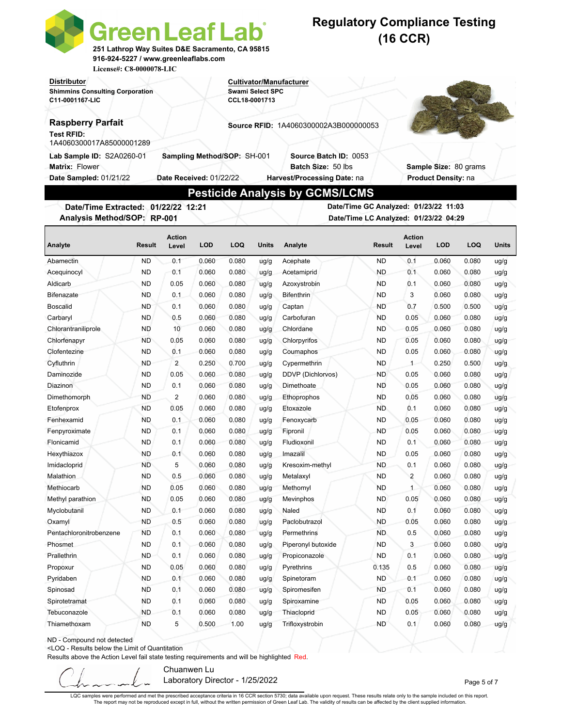# Green Leaf Lab

251 Lathrop Way Suites D&E Sacramento, CA 95815
916-924-5227 / www.greenleaflabs.com
License#: C8-0000078-LIC

## Regulatory Compliance Testing (16 CCR)

**Distributor**
Shimmins Consulting Corporation
C11-0001167-LIC

**Cultivator/Manufacturer**
Swami Select SPC
CCL18-0001713

**Raspberry Parfait**
**Test RFID:** 1A4060300017A85000001289

**Source RFID:** 1A4060300002A3B000000053

**Lab Sample ID:** S2A0260-01 | **Sampling Method/SOP:** SH-001 | **Source Batch ID:** 0053
**Matrix:** Flower | **Batch Size:** 50 lbs | **Sample Size:** 80 grams
**Date Sampled:** 01/21/22 | **Date Received:** 01/22/22 | **Harvest/Processing Date:** na | **Product Density:** na

## Pesticide Analysis by GCMS/LCMS

**Date/Time Extracted:** 01/22/22 12:21
**Analysis Method/SOP:** RP-001
**Date/Time GC Analyzed:** 01/23/22 11:03
**Date/Time LC Analyzed:** 01/23/22 04:29

| Analyte | Result | Action Level | LOD | LOQ | Units | Analyte | Result | Action Level | LOD | LOQ | Units |
|---|---|---|---|---|---|---|---|---|---|---|---|
| Abamectin | ND | 0.1 | 0.060 | 0.080 | ug/g | Acephate | ND | 0.1 | 0.060 | 0.080 | ug/g |
| Acequinocyl | ND | 0.1 | 0.060 | 0.080 | ug/g | Acetamiprid | ND | 0.1 | 0.060 | 0.080 | ug/g |
| Aldicarb | ND | 0.05 | 0.060 | 0.080 | ug/g | Azoxystrobin | ND | 0.1 | 0.060 | 0.080 | ug/g |
| Bifenazate | ND | 0.1 | 0.060 | 0.080 | ug/g | Bifenthrin | ND | 3 | 0.060 | 0.080 | ug/g |
| Boscalid | ND | 0.1 | 0.060 | 0.080 | ug/g | Captan | ND | 0.7 | 0.500 | 0.500 | ug/g |
| Carbaryl | ND | 0.5 | 0.060 | 0.080 | ug/g | Carbofuran | ND | 0.05 | 0.060 | 0.080 | ug/g |
| Chlorantraniliprole | ND | 10 | 0.060 | 0.080 | ug/g | Chlordane | ND | 0.05 | 0.060 | 0.080 | ug/g |
| Chlorfenapyr | ND | 0.05 | 0.060 | 0.080 | ug/g | Chlorpyrifos | ND | 0.05 | 0.060 | 0.080 | ug/g |
| Clofentezine | ND | 0.1 | 0.060 | 0.080 | ug/g | Coumaphos | ND | 0.05 | 0.060 | 0.080 | ug/g |
| Cyfluthrin | ND | 2 | 0.250 | 0.700 | ug/g | Cypermethrin | ND | 1 | 0.250 | 0.500 | ug/g |
| Daminozide | ND | 0.05 | 0.060 | 0.080 | ug/g | DDVP (Dichlorvos) | ND | 0.05 | 0.060 | 0.080 | ug/g |
| Diazinon | ND | 0.1 | 0.060 | 0.080 | ug/g | Dimethoate | ND | 0.05 | 0.060 | 0.080 | ug/g |
| Dimethomorph | ND | 2 | 0.060 | 0.080 | ug/g | Ethoprophos | ND | 0.05 | 0.060 | 0.080 | ug/g |
| Etofenprox | ND | 0.05 | 0.060 | 0.080 | ug/g | Etoxazole | ND | 0.1 | 0.060 | 0.080 | ug/g |
| Fenhexamid | ND | 0.1 | 0.060 | 0.080 | ug/g | Fenoxycarb | ND | 0.05 | 0.060 | 0.080 | ug/g |
| Fenpyroximate | ND | 0.1 | 0.060 | 0.080 | ug/g | Fipronil | ND | 0.05 | 0.060 | 0.080 | ug/g |
| Flonicamid | ND | 0.1 | 0.060 | 0.080 | ug/g | Fludioxonil | ND | 0.1 | 0.060 | 0.080 | ug/g |
| Hexythiazox | ND | 0.1 | 0.060 | 0.080 | ug/g | Imazalil | ND | 0.05 | 0.060 | 0.080 | ug/g |
| Imidacloprid | ND | 5 | 0.060 | 0.080 | ug/g | Kresoxim-methyl | ND | 0.1 | 0.060 | 0.080 | ug/g |
| Malathion | ND | 0.5 | 0.060 | 0.080 | ug/g | Metalaxyl | ND | 2 | 0.060 | 0.080 | ug/g |
| Methiocarb | ND | 0.05 | 0.060 | 0.080 | ug/g | Methomyl | ND | 1 | 0.060 | 0.080 | ug/g |
| Methyl parathion | ND | 0.05 | 0.060 | 0.080 | ug/g | Mevinphos | ND | 0.05 | 0.060 | 0.080 | ug/g |
| Myclobutanil | ND | 0.1 | 0.060 | 0.080 | ug/g | Naled | ND | 0.1 | 0.060 | 0.080 | ug/g |
| Oxamyl | ND | 0.5 | 0.060 | 0.080 | ug/g | Paclobutrazol | ND | 0.05 | 0.060 | 0.080 | ug/g |
| Pentachloronitrobenzene | ND | 0.1 | 0.060 | 0.080 | ug/g | Permethrins | ND | 0.5 | 0.060 | 0.080 | ug/g |
| Phosmet | ND | 0.1 | 0.060 | 0.080 | ug/g | Piperonyl butoxide | ND | 3 | 0.060 | 0.080 | ug/g |
| Prallethrin | ND | 0.1 | 0.060 | 0.080 | ug/g | Propiconazole | ND | 0.1 | 0.060 | 0.080 | ug/g |
| Propoxur | ND | 0.05 | 0.060 | 0.080 | ug/g | Pyrethrins | 0.135 | 0.5 | 0.060 | 0.080 | ug/g |
| Pyridaben | ND | 0.1 | 0.060 | 0.080 | ug/g | Spinetoram | ND | 0.1 | 0.060 | 0.080 | ug/g |
| Spinosad | ND | 0.1 | 0.060 | 0.080 | ug/g | Spiromesifen | ND | 0.1 | 0.060 | 0.080 | ug/g |
| Spirotetramat | ND | 0.1 | 0.060 | 0.080 | ug/g | Spiroxamine | ND | 0.05 | 0.060 | 0.080 | ug/g |
| Tebuconazole | ND | 0.1 | 0.060 | 0.080 | ug/g | Thiacloprid | ND | 0.05 | 0.060 | 0.080 | ug/g |
| Thiamethoxam | ND | 5 | 0.500 | 1.00 | ug/g | Trifloxystrobin | ND | 0.1 | 0.060 | 0.080 | ug/g |

ND - Compound not detected
<LOQ - Results below the Limit of Quantitation
Results above the Action Level fail state testing requirements and will be highlighted Red.

Chuanwen Lu
Laboratory Director - 1/25/2022

LQC samples were performed and met the prescribed acceptance criteria in 16 CCR section 5730; data available upon request. These results relate only to the sample included on this report. The report may not be reproduced except in full, without the written permission of Green Leaf Lab. The validity of results can be affected by the client supplied information.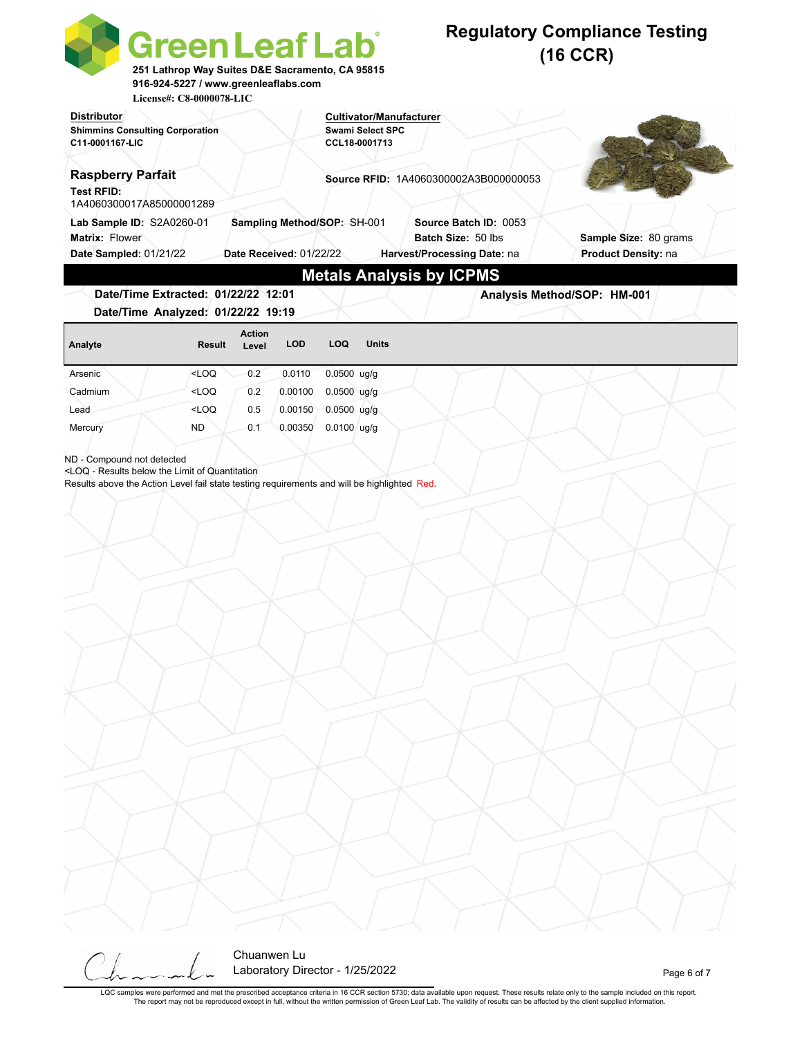# Green Leaf Lab

251 Lathrop Way Suites D&E Sacramento, CA 95815
916-924-5227 / www.greenleaflabs.com
License#: C8-0000078-LIC

## Regulatory Compliance Testing (16 CCR)

**Distributor**
**Shimmins Consulting Corporation**
**C11-0001167-LIC**

**Cultivator/Manufacturer**
**Swami Select SPC**
**CCL18-0001713**

### Raspberry Parfait

**Test RFID:** 1A4060300017A85000001289

**Source RFID:** 1A4060300002A3B000000053

**Lab Sample ID:** S2A0260-01
**Sampling Method/SOP:** SH-001
**Source Batch ID:** 0053
**Matrix:** Flower
**Batch Size:** 50 lbs
**Sample Size:** 80 grams
**Date Sampled:** 01/21/22
**Date Received:** 01/22/22
**Harvest/Processing Date:** na
**Product Density:** na

## Metals Analysis by ICPMS

**Date/Time Extracted: 01/22/22 12:01**
**Date/Time Analyzed: 01/22/22 19:19**
**Analysis Method/SOP: HM-001**

| Analyte | Result | Action Level | LOD | LOQ | Units |
|---|---|---|---|---|---|
| Arsenic | <LOQ | 0.2 | 0.0110 | 0.0500 | ug/g |
| Cadmium | <LOQ | 0.2 | 0.00100 | 0.0500 | ug/g |
| Lead | <LOQ | 0.5 | 0.00150 | 0.0500 | ug/g |
| Mercury | ND | 0.1 | 0.00350 | 0.0100 | ug/g |

ND - Compound not detected
<LOQ - Results below the Limit of Quantitation
Results above the Action Level fail state testing requirements and will be highlighted Red.

Chuanwen Lu
Laboratory Director - 1/25/2022

LQC samples were performed and met the prescribed acceptance criteria in 16 CCR section 5730; data available upon request. These results relate only to the sample included on this report. The report may not be reproduced except in full, without the written permission of Green Leaf Lab. The validity of results can be affected by the client supplied information.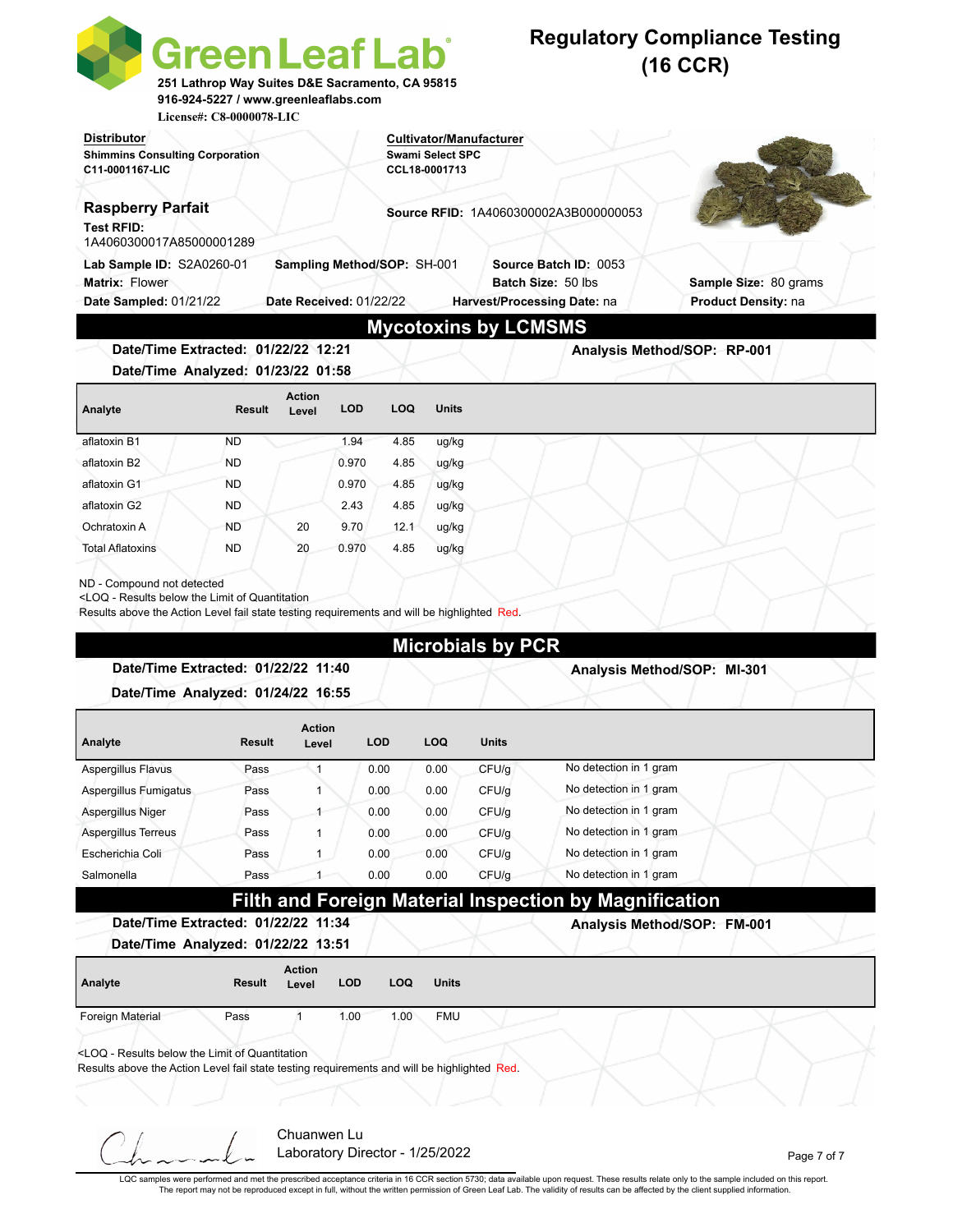# Green Leaf Lab

251 Lathrop Way Suites D&E Sacramento, CA 95815
916-924-5227 / www.greenleaflabs.com
License#: C8-0000078-LIC

## Regulatory Compliance Testing (16 CCR)

**Distributor**
Shimmins Consulting Corporation
C11-0001167-LIC

**Cultivator/Manufacturer**
Swami Select SPC
CCL18-0001713

**Raspberry Parfait**
**Test RFID:** 1A4060300017A85000001289

**Source RFID:** 1A4060300002A3B000000053

**Lab Sample ID:** S2A0260-01
**Sampling Method/SOP:** SH-001
**Source Batch ID:** 0053
**Matrix:** Flower
**Batch Size:** 50 lbs
**Sample Size:** 80 grams
**Date Sampled:** 01/21/22
**Date Received:** 01/22/22
**Harvest/Processing Date:** na
**Product Density:** na

## Mycotoxins by LCMSMS

**Date/Time Extracted:** 01/22/22 12:21
**Date/Time Analyzed:** 01/23/22 01:58
**Analysis Method/SOP:** RP-001

| Analyte | Result | Action Level | LOD | LOQ | Units |
|---|---|---|---|---|---|
| aflatoxin B1 | ND | | 1.94 | 4.85 | ug/kg |
| aflatoxin B2 | ND | | 0.970 | 4.85 | ug/kg |
| aflatoxin G1 | ND | | 0.970 | 4.85 | ug/kg |
| aflatoxin G2 | ND | | 2.43 | 4.85 | ug/kg |
| Ochratoxin A | ND | 20 | 9.70 | 12.1 | ug/kg |
| Total Aflatoxins | ND | 20 | 0.970 | 4.85 | ug/kg |

ND - Compound not detected
<LOQ - Results below the Limit of Quantitation
Results above the Action Level fail state testing requirements and will be highlighted Red.

## Microbials by PCR

**Date/Time Extracted:** 01/22/22 11:40
**Date/Time Analyzed:** 01/24/22 16:55
**Analysis Method/SOP:** MI-301

| Analyte | Result | Action Level | LOD | LOQ | Units | |
|---|---|---|---|---|---|---|
| Aspergillus Flavus | Pass | 1 | 0.00 | 0.00 | CFU/g | No detection in 1 gram |
| Aspergillus Fumigatus | Pass | 1 | 0.00 | 0.00 | CFU/g | No detection in 1 gram |
| Aspergillus Niger | Pass | 1 | 0.00 | 0.00 | CFU/g | No detection in 1 gram |
| Aspergillus Terreus | Pass | 1 | 0.00 | 0.00 | CFU/g | No detection in 1 gram |
| Escherichia Coli | Pass | 1 | 0.00 | 0.00 | CFU/g | No detection in 1 gram |
| Salmonella | Pass | 1 | 0.00 | 0.00 | CFU/g | No detection in 1 gram |

## Filth and Foreign Material Inspection by Magnification

**Date/Time Extracted:** 01/22/22 11:34
**Date/Time Analyzed:** 01/22/22 13:51
**Analysis Method/SOP:** FM-001

| Analyte | Result | Action Level | LOD | LOQ | Units |
|---|---|---|---|---|---|
| Foreign Material | Pass | 1 | 1.00 | 1.00 | FMU |

<LOQ - Results below the Limit of Quantitation
Results above the Action Level fail state testing requirements and will be highlighted Red.

Chuanwen Lu
Laboratory Director - 1/25/2022

LQC samples were performed and met the prescribed acceptance criteria in 16 CCR section 5730; data available upon request. These results relate only to the sample included on this report. The report may not be reproduced except in full, without the written permission of Green Leaf Lab. The validity of results can be affected by the client supplied information.